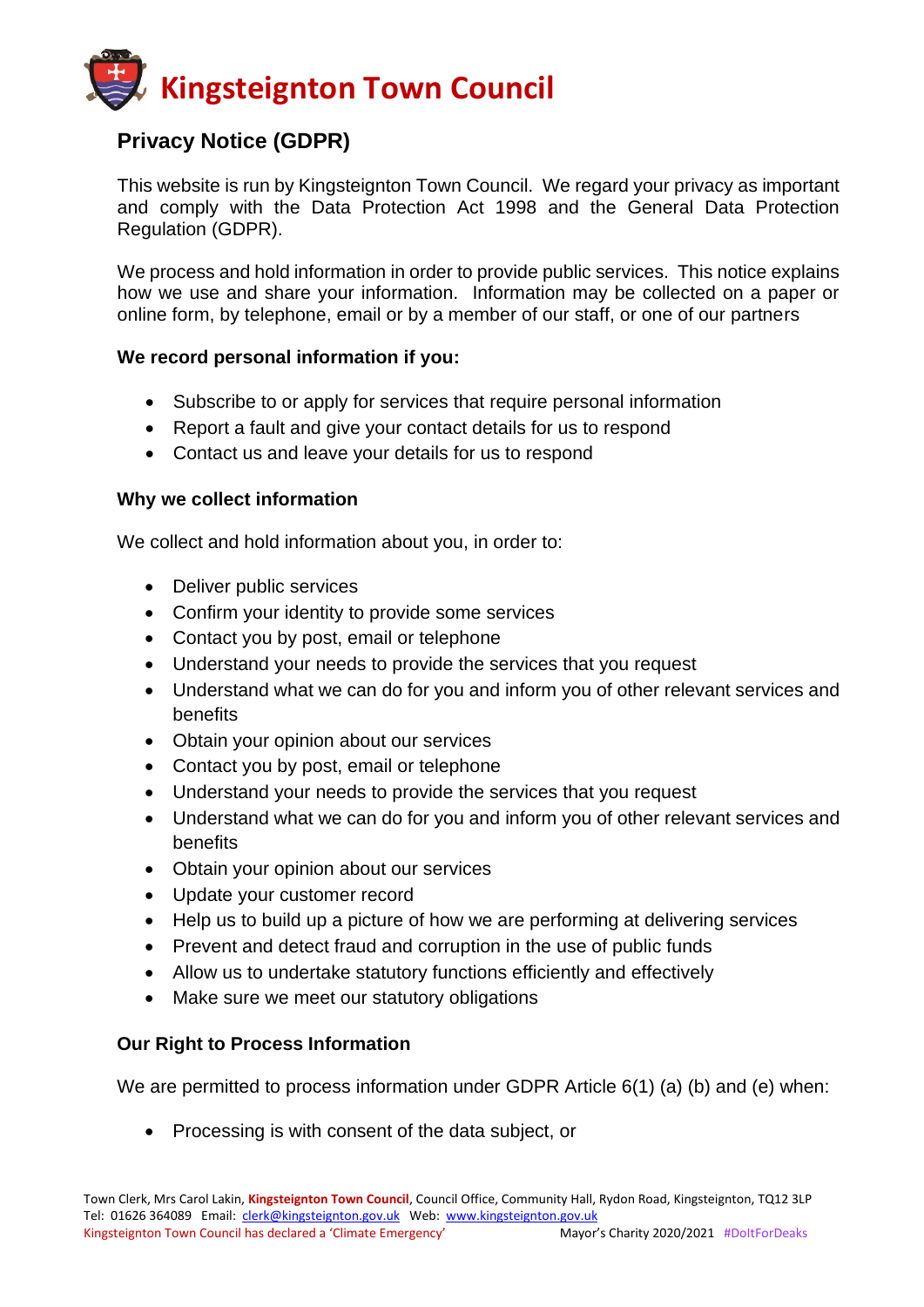# Kingsteignton Town Council

## Privacy Notice (GDPR)

This website is run by Kingsteignton Town Council. We regard your privacy as important and comply with the Data Protection Act 1998 and the General Data Protection Regulation (GDPR).

We process and hold information in order to provide public services. This notice explains how we use and share your information. Information may be collected on a paper or online form, by telephone, email or by a member of our staff, or one of our partners

### We record personal information if you:

- Subscribe to or apply for services that require personal information
- Report a fault and give your contact details for us to respond
- Contact us and leave your details for us to respond

### Why we collect information

We collect and hold information about you, in order to:

- Deliver public services
- Confirm your identity to provide some services
- Contact you by post, email or telephone
- Understand your needs to provide the services that you request
- Understand what we can do for you and inform you of other relevant services and benefits
- Obtain your opinion about our services
- Contact you by post, email or telephone
- Understand your needs to provide the services that you request
- Understand what we can do for you and inform you of other relevant services and benefits
- Obtain your opinion about our services
- Update your customer record
- Help us to build up a picture of how we are performing at delivering services
- Prevent and detect fraud and corruption in the use of public funds
- Allow us to undertake statutory functions efficiently and effectively
- Make sure we meet our statutory obligations

### Our Right to Process Information

We are permitted to process information under GDPR Article 6(1) (a) (b) and (e) when:

- Processing is with consent of the data subject, or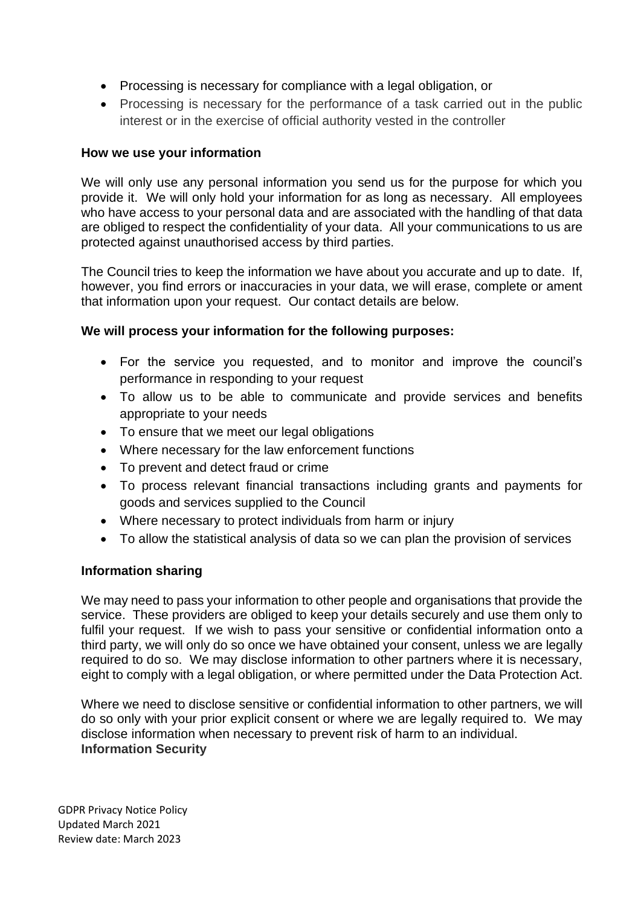- Processing is necessary for compliance with a legal obligation, or
- Processing is necessary for the performance of a task carried out in the public interest or in the exercise of official authority vested in the controller

**How we use your information**

We will only use any personal information you send us for the purpose for which you provide it. We will only hold your information for as long as necessary. All employees who have access to your personal data and are associated with the handling of that data are obliged to respect the confidentiality of your data. All your communications to us are protected against unauthorised access by third parties.

The Council tries to keep the information we have about you accurate and up to date. If, however, you find errors or inaccuracies in your data, we will erase, complete or ament that information upon your request. Our contact details are below.

**We will process your information for the following purposes:**

- For the service you requested, and to monitor and improve the council's performance in responding to your request
- To allow us to be able to communicate and provide services and benefits appropriate to your needs
- To ensure that we meet our legal obligations
- Where necessary for the law enforcement functions
- To prevent and detect fraud or crime
- To process relevant financial transactions including grants and payments for goods and services supplied to the Council
- Where necessary to protect individuals from harm or injury
- To allow the statistical analysis of data so we can plan the provision of services

**Information sharing**

We may need to pass your information to other people and organisations that provide the service. These providers are obliged to keep your details securely and use them only to fulfil your request. If we wish to pass your sensitive or confidential information onto a third party, we will only do so once we have obtained your consent, unless we are legally required to do so. We may disclose information to other partners where it is necessary, eight to comply with a legal obligation, or where permitted under the Data Protection Act.

Where we need to disclose sensitive or confidential information to other partners, we will do so only with your prior explicit consent or where we are legally required to. We may disclose information when necessary to prevent risk of harm to an individual.

**Information Security**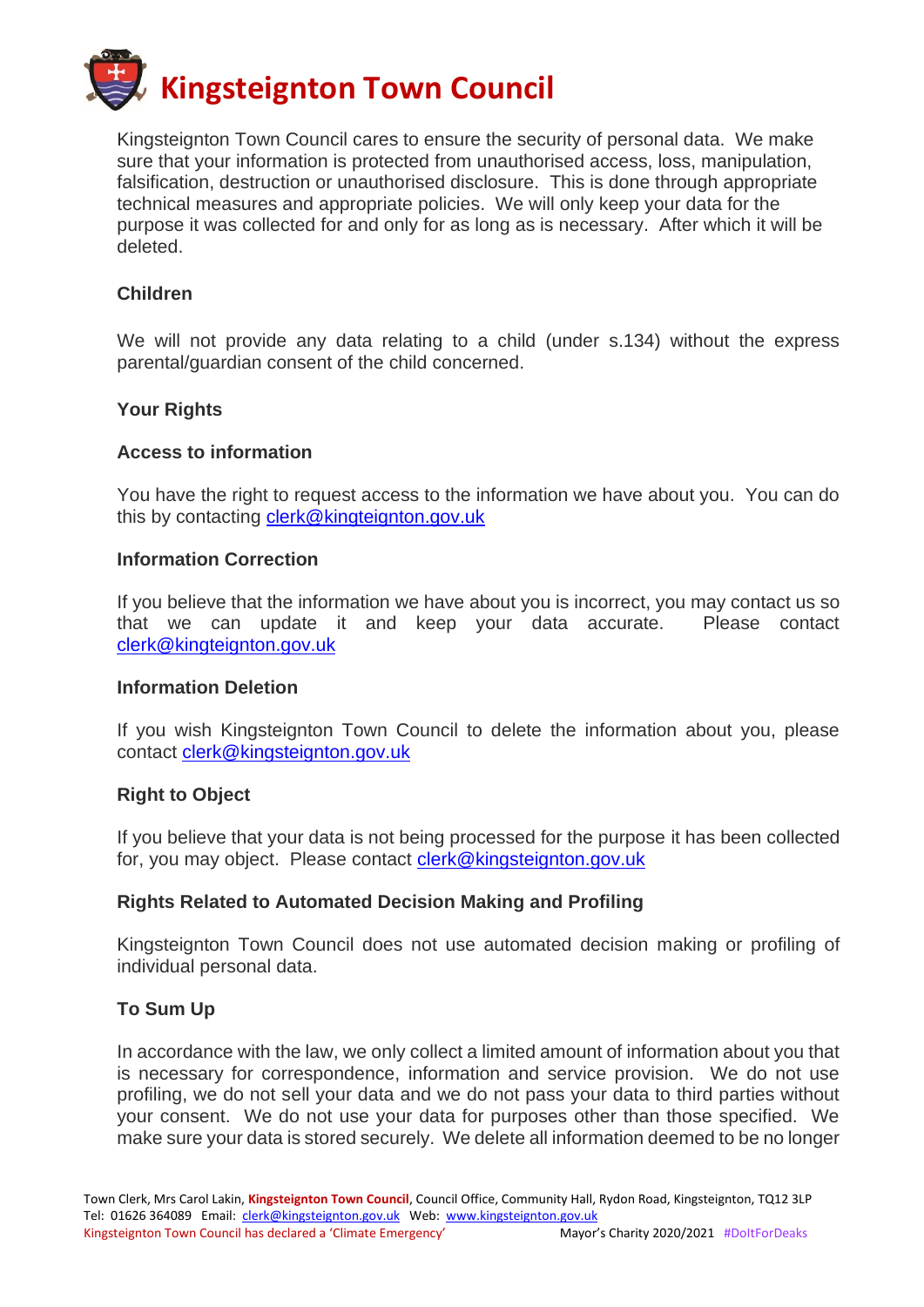Kingsteignton Town Council cares to ensure the security of personal data. We make sure that your information is protected from unauthorised access, loss, manipulation, falsification, destruction or unauthorised disclosure. This is done through appropriate technical measures and appropriate policies. We will only keep your data for the purpose it was collected for and only for as long as is necessary. After which it will be deleted.

### Children

We will not provide any data relating to a child (under s.134) without the express parental/guardian consent of the child concerned.

### Your Rights

#### Access to information

You have the right to request access to the information we have about you. You can do this by contacting clerk@kingteignton.gov.uk

#### Information Correction

If you believe that the information we have about you is incorrect, you may contact us so that we can update it and keep your data accurate. Please contact clerk@kingteignton.gov.uk

#### Information Deletion

If you wish Kingsteignton Town Council to delete the information about you, please contact clerk@kingsteignton.gov.uk

#### Right to Object

If you believe that your data is not being processed for the purpose it has been collected for, you may object. Please contact clerk@kingsteignton.gov.uk

#### Rights Related to Automated Decision Making and Profiling

Kingsteignton Town Council does not use automated decision making or profiling of individual personal data.

### To Sum Up

In accordance with the law, we only collect a limited amount of information about you that is necessary for correspondence, information and service provision. We do not use profiling, we do not sell your data and we do not pass your data to third parties without your consent. We do not use your data for purposes other than those specified. We make sure your data is stored securely. We delete all information deemed to be no longer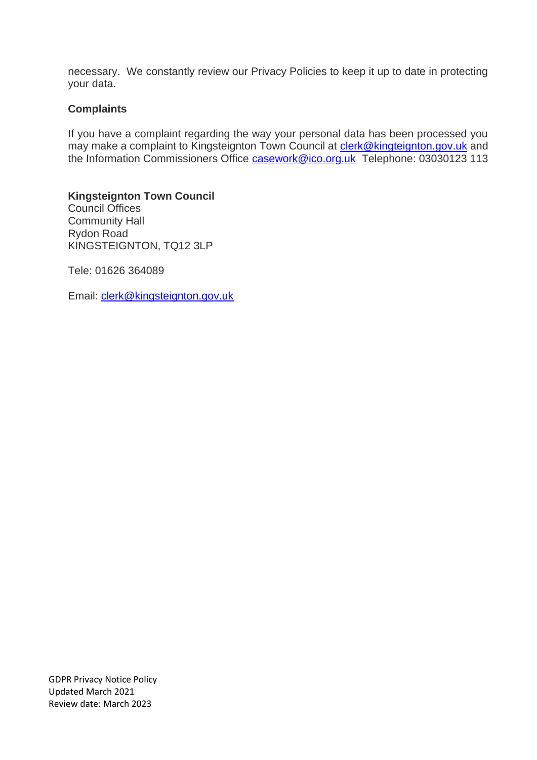necessary. We constantly review our Privacy Policies to keep it up to date in protecting your data.

**Complaints**

If you have a complaint regarding the way your personal data has been processed you may make a complaint to Kingsteignton Town Council at clerk@kingteignton.gov.uk and the Information Commissioners Office casework@ico.org.uk Telephone: 03030123 113

**Kingsteignton Town Council**
Council Offices
Community Hall
Rydon Road
KINGSTEIGNTON, TQ12 3LP

Tele: 01626 364089

Email: clerk@kingsteignton.gov.uk

GDPR Privacy Notice Policy
Updated March 2021
Review date: March 2023